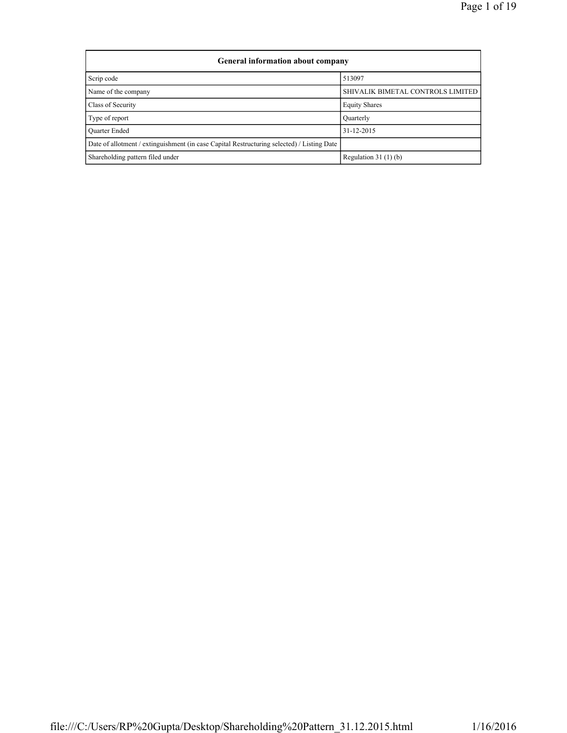| General information about company | |
|---|---|
| Scrip code | 513097 |
| Name of the company | SHIVALIK BIMETAL CONTROLS LIMITED |
| Class of Security | Equity Shares |
| Type of report | Quarterly |
| Quarter Ended | 31-12-2015 |
| Date of allotment / extinguishment (in case Capital Restructuring selected) / Listing Date | |
| Shareholding pattern filed under | Regulation 31 (1) (b) |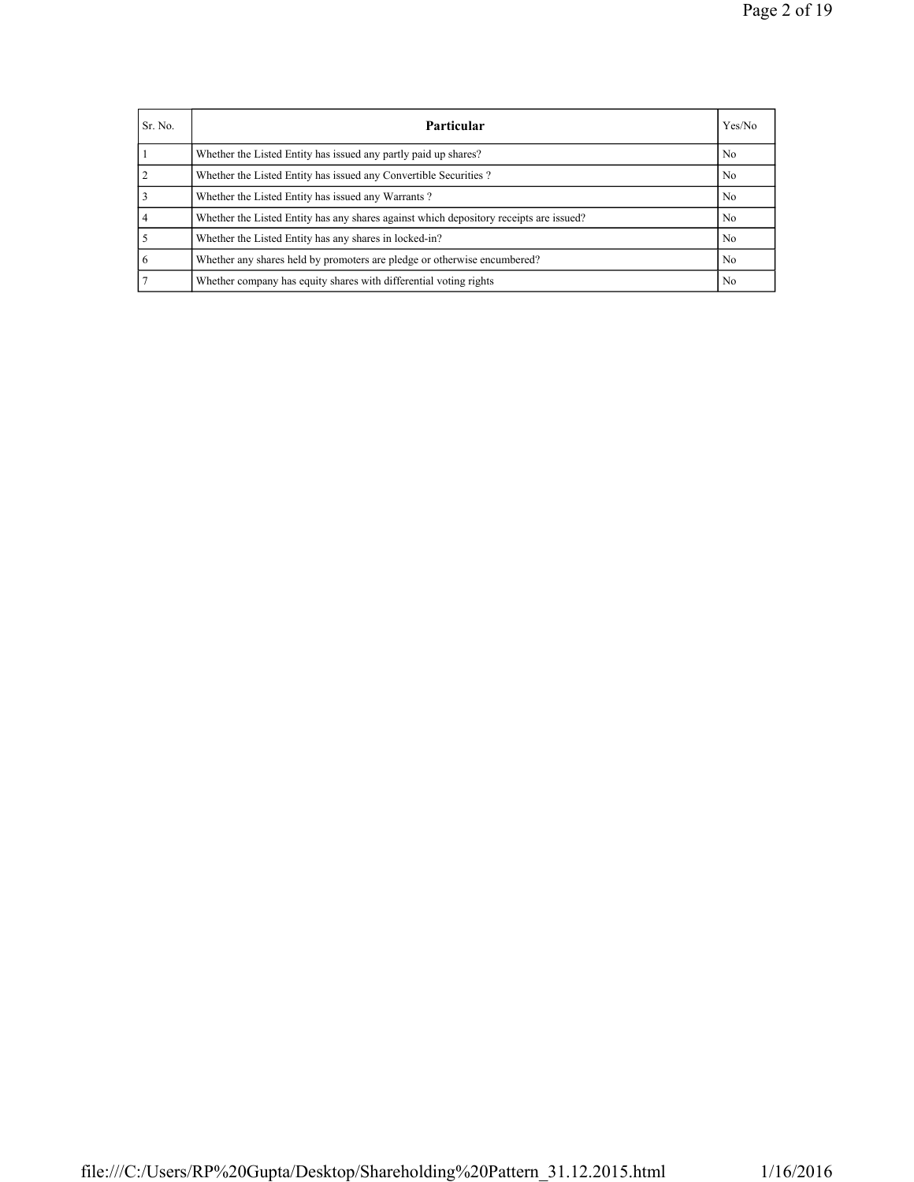| Sr. No. | Particular | Yes/No |
| --- | --- | --- |
| 1 | Whether the Listed Entity has issued any partly paid up shares? | No |
| 2 | Whether the Listed Entity has issued any Convertible Securities ? | No |
| 3 | Whether the Listed Entity has issued any Warrants ? | No |
| 4 | Whether the Listed Entity has any shares against which depository receipts are issued? | No |
| 5 | Whether the Listed Entity has any shares in locked-in? | No |
| 6 | Whether any shares held by promoters are pledge or otherwise encumbered? | No |
| 7 | Whether company has equity shares with differential voting rights | No |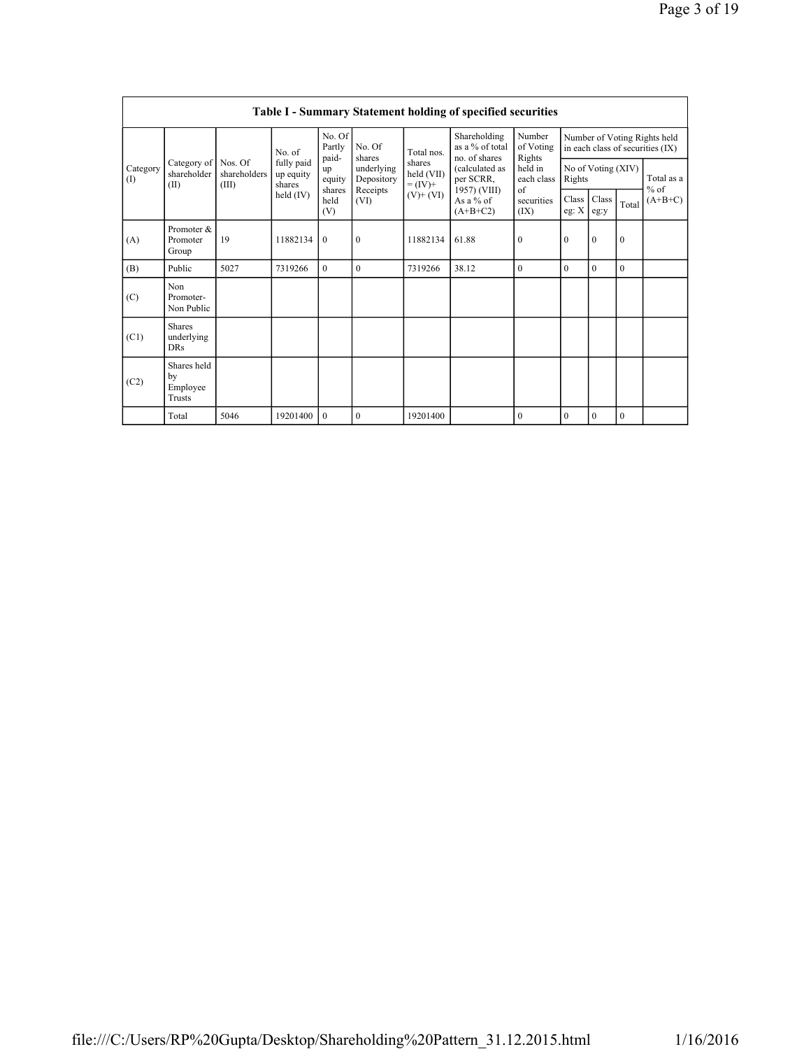| Table I - Summary Statement holding of specified securities | | | | | | | | | | | | | |
|---|---|---|---|---|---|---|---|---|---|---|---|---|---|
| Category (I) | Category of shareholder (II) | Nos. Of shareholders (III) | No. of fully paid up equity shares held (IV) | No. Of Partly paid-up equity shares held (V) | No. Of shares underlying Depository Receipts (VI) | Total nos. shares held (VII) = (IV)+ (V)+ (VI) | Shareholding as a % of total no. of shares (calculated as per SCRR, 1957) (VIII) As a % of (A+B+C2) | Number of Voting Rights held in each class of securities (IX) | Number of Voting Rights held in each class of securities (IX) | | | | |
| | | | | | | | | | No of Voting (XIV) Rights | | | Total as a % of (A+B+C) |
| | | | | | | | | | Class eg: X | Class eg:y | Total | |
| (A) | Promoter & Promoter Group | 19 | 11882134 | 0 | 0 | 11882134 | 61.88 | 0 | 0 | 0 | 0 | |
| (B) | Public | 5027 | 7319266 | 0 | 0 | 7319266 | 38.12 | 0 | 0 | 0 | 0 | |
| (C) | Non Promoter- Non Public | | | | | | | | | | | |
| (C1) | Shares underlying DRs | | | | | | | | | | | |
| (C2) | Shares held by Employee Trusts | | | | | | | | | | | |
| | Total | 5046 | 19201400 | 0 | 0 | 19201400 | | 0 | 0 | 0 | 0 | |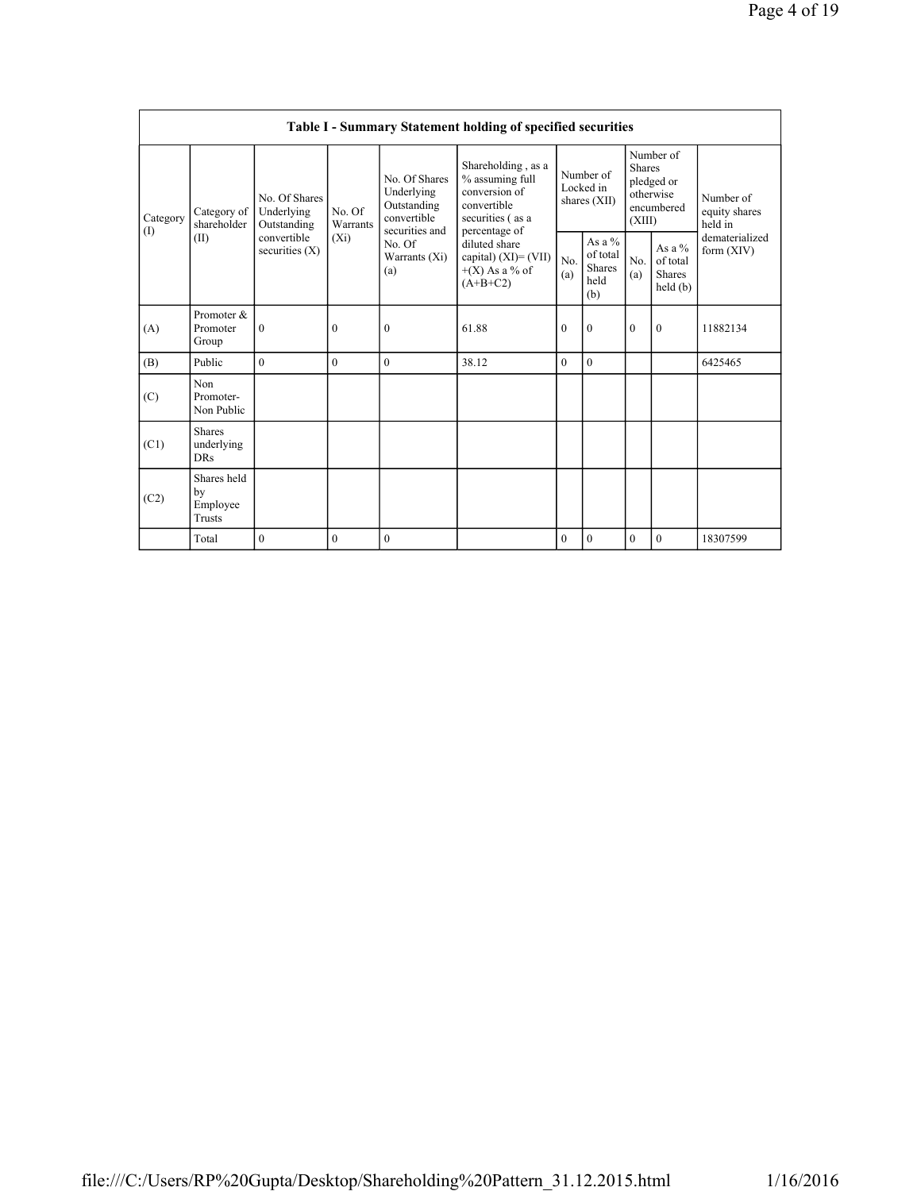**Table I - Summary Statement holding of specified securities**

| Category (I) | Category of shareholder (II) | No. Of Shares Underlying Outstanding convertible securities (X) | No. Of Warrants (Xi) | No. Of Shares Underlying Outstanding convertible securities and No. Of Warrants (Xi) (a) | Shareholding , as a % assuming full conversion of convertible securities ( as a percentage of diluted share capital) (XI)= (VII)+(X) As a % of (A+B+C2) | Number of Locked in shares (XII) | | Number of Shares pledged or otherwise encumbered (XIII) | | Number of equity shares held in dematerialized form (XIV) |
|---|---|---|---|---|---|---|---|---|---|---|
| | | | | | | No. (a) | As a % of total Shares held (b) | No. (a) | As a % of total Shares held (b) | |
| (A) | Promoter & Promoter Group | 0 | 0 | 0 | 61.88 | 0 | 0 | 0 | 0 | 11882134 |
| (B) | Public | 0 | 0 | 0 | 38.12 | 0 | 0 | | | 6425465 |
| (C) | Non Promoter- Non Public | | | | | | | | | |
| (C1) | Shares underlying DRs | | | | | | | | | |
| (C2) | Shares held by Employee Trusts | | | | | | | | | |
| | Total | 0 | 0 | 0 | | 0 | 0 | 0 | 0 | 18307599 |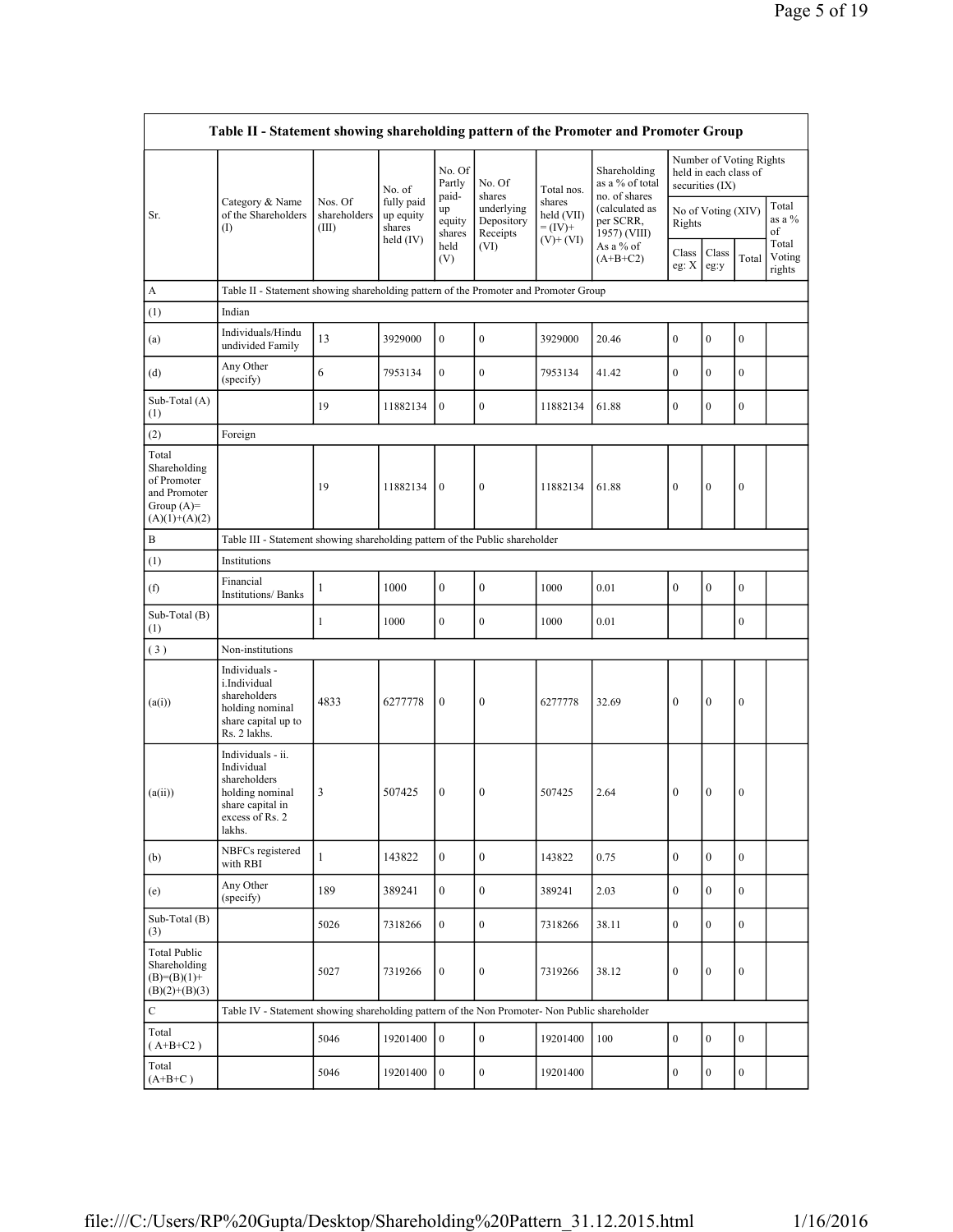| Table II - Statement showing shareholding pattern of the Promoter and Promoter Group | | | | | | | | | | | | |
|---|---|---|---|---|---|---|---|---|---|---|---|---|
| Sr. | Category & Name of the Shareholders (I) | Nos. Of shareholders (III) | No. of fully paid up equity shares held (IV) | No. Of Partly paid-up equity shares held (V) | No. Of shares underlying Depository Receipts (VI) | Total nos. shares held (VII) = (IV)+ (V)+ (VI) | Shareholding as a % of total no. of shares (calculated as per SCRR, 1957) (VIII) As a % of (A+B+C2) | Number of Voting Rights held in each class of securities (IX) | | | |
| | | | | | | | | No of Voting (XIV) Rights | | | Total as a % of Total Voting rights |
| | | | | | | | | Class eg: X | Class eg:y | Total | |
| A | Table II - Statement showing shareholding pattern of the Promoter and Promoter Group | | | | | | | | | | |
| (1) | Indian | | | | | | | | | | |
| (a) | Individuals/Hindu undivided Family | 13 | 3929000 | 0 | 0 | 3929000 | 20.46 | 0 | 0 | 0 | |
| (d) | Any Other (specify) | 6 | 7953134 | 0 | 0 | 7953134 | 41.42 | 0 | 0 | 0 | |
| Sub-Total (A)(1) | | 19 | 11882134 | 0 | 0 | 11882134 | 61.88 | 0 | 0 | 0 | |
| (2) | Foreign | | | | | | | | | | |
| Total Shareholding of Promoter and Promoter Group (A)=(A)(1)+(A)(2) | | 19 | 11882134 | 0 | 0 | 11882134 | 61.88 | 0 | 0 | 0 | |
| B | Table III - Statement showing shareholding pattern of the Public shareholder | | | | | | | | | | |
| (1) | Institutions | | | | | | | | | | |
| (f) | Financial Institutions/ Banks | 1 | 1000 | 0 | 0 | 1000 | 0.01 | 0 | 0 | 0 | |
| Sub-Total (B)(1) | | 1 | 1000 | 0 | 0 | 1000 | 0.01 | | | 0 | |
| (3) | Non-institutions | | | | | | | | | | |
| (a(i)) | Individuals - i.Individual shareholders holding nominal share capital up to Rs. 2 lakhs. | 4833 | 6277778 | 0 | 0 | 6277778 | 32.69 | 0 | 0 | 0 | |
| (a(ii)) | Individuals - ii. Individual shareholders holding nominal share capital in excess of Rs. 2 lakhs. | 3 | 507425 | 0 | 0 | 507425 | 2.64 | 0 | 0 | 0 | |
| (b) | NBFCs registered with RBI | 1 | 143822 | 0 | 0 | 143822 | 0.75 | 0 | 0 | 0 | |
| (e) | Any Other (specify) | 189 | 389241 | 0 | 0 | 389241 | 2.03 | 0 | 0 | 0 | |
| Sub-Total (B)(3) | | 5026 | 7318266 | 0 | 0 | 7318266 | 38.11 | 0 | 0 | 0 | |
| Total Public Shareholding (B)=(B)(1)+(B)(2)+(B)(3) | | 5027 | 7319266 | 0 | 0 | 7319266 | 38.12 | 0 | 0 | 0 | |
| C | Table IV - Statement showing shareholding pattern of the Non Promoter- Non Public shareholder | | | | | | | | | | |
| Total ( A+B+C2 ) | | 5046 | 19201400 | 0 | 0 | 19201400 | 100 | 0 | 0 | 0 | |
| Total (A+B+C ) | | 5046 | 19201400 | 0 | 0 | 19201400 | | 0 | 0 | 0 | |

file:///C:/Users/RP%20Gupta/Desktop/Shareholding%20Pattern_31.12.2015.html 1/16/2016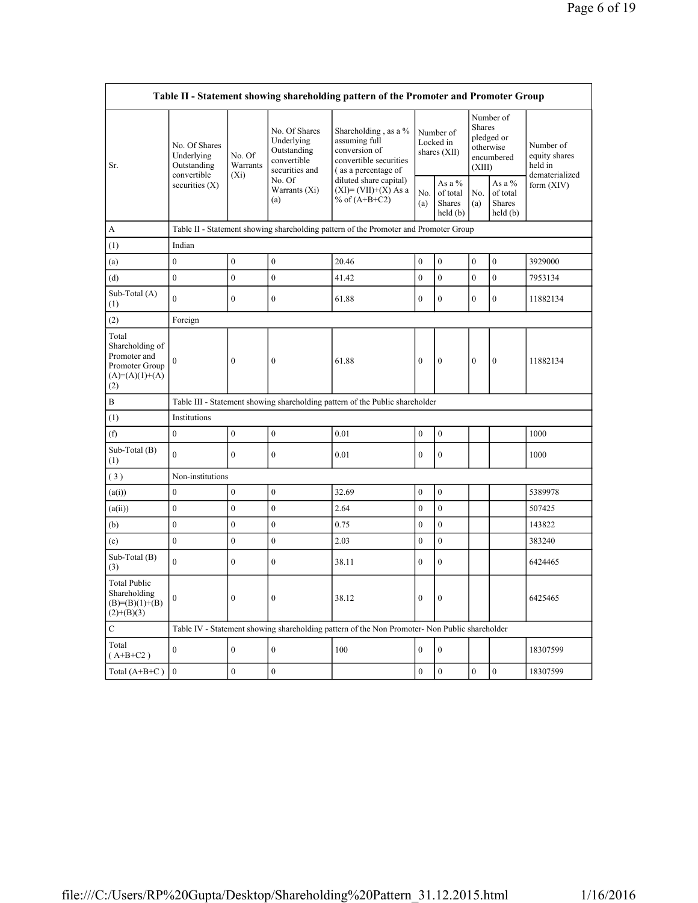| Table II - Statement showing shareholding pattern of the Promoter and Promoter Group | | | | | | | | | |
|---|---|---|---|---|---|---|---|---|---|
| Sr. | No. Of Shares Underlying Outstanding convertible securities (X) | No. Of Warrants (Xi) | No. Of Shares Underlying Outstanding convertible securities and No. Of Warrants (Xi) (a) | Shareholding , as a % assuming full conversion of convertible securities ( as a percentage of diluted share capital) (XI)= (VII)+(X) As a % of (A+B+C2) | Number of Locked in shares (XII) | | Number of Shares pledged or otherwise encumbered (XIII) | | Number of equity shares held in dematerialized form (XIV) |
| | | | | | No. (a) | As a % of total Shares held (b) | No. (a) | As a % of total Shares held (b) | |
| A | Table II - Statement showing shareholding pattern of the Promoter and Promoter Group | | | | | | | | |
| (1) | Indian | | | | | | | | |
| (a) | 0 | 0 | 0 | 20.46 | 0 | 0 | 0 | 0 | 3929000 |
| (d) | 0 | 0 | 0 | 41.42 | 0 | 0 | 0 | 0 | 7953134 |
| Sub-Total (A) (1) | 0 | 0 | 0 | 61.88 | 0 | 0 | 0 | 0 | 11882134 |
| (2) | Foreign | | | | | | | | |
| Total Shareholding of Promoter and Promoter Group (A)=(A)(1)+(A)(2) | 0 | 0 | 0 | 61.88 | 0 | 0 | 0 | 0 | 11882134 |
| B | Table III - Statement showing shareholding pattern of the Public shareholder | | | | | | | | |
| (1) | Institutions | | | | | | | | |
| (f) | 0 | 0 | 0 | 0.01 | 0 | 0 | | | 1000 |
| Sub-Total (B) (1) | 0 | 0 | 0 | 0.01 | 0 | 0 | | | 1000 |
| ( 3 ) | Non-institutions | | | | | | | | |
| (a(i)) | 0 | 0 | 0 | 32.69 | 0 | 0 | | | 5389978 |
| (a(ii)) | 0 | 0 | 0 | 2.64 | 0 | 0 | | | 507425 |
| (b) | 0 | 0 | 0 | 0.75 | 0 | 0 | | | 143822 |
| (e) | 0 | 0 | 0 | 2.03 | 0 | 0 | | | 383240 |
| Sub-Total (B) (3) | 0 | 0 | 0 | 38.11 | 0 | 0 | | | 6424465 |
| Total Public Shareholding (B)=(B)(1)+(B)(2)+(B)(3) | 0 | 0 | 0 | 38.12 | 0 | 0 | | | 6425465 |
| C | Table IV - Statement showing shareholding pattern of the Non Promoter- Non Public shareholder | | | | | | | | |
| Total ( A+B+C2 ) | 0 | 0 | 0 | 100 | 0 | 0 | | | 18307599 |
| Total (A+B+C ) | 0 | 0 | 0 | | 0 | 0 | 0 | 0 | 18307599 |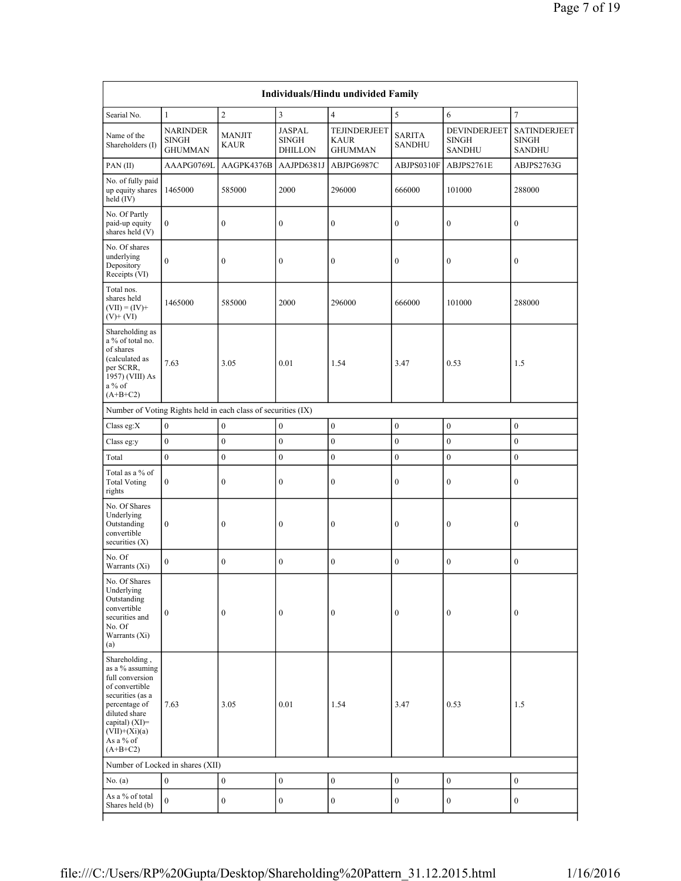| Individuals/Hindu undivided Family | | | | | | | |
|---|---|---|---|---|---|---|---|
| Searial No. | 1 | 2 | 3 | 4 | 5 | 6 | 7 |
| Name of the Shareholders (I) | NARINDER SINGH GHUMMAN | MANJIT KAUR | JASPAL SINGH DHILLON | TEJINDERJEET KAUR GHUMMAN | SARITA SANDHU | DEVINDERJEET SINGH SANDHU | SATINDERJEET SINGH SANDHU |
| PAN (II) | AAAPG0769L | AAGPK4376B | AAJPD6381J | ABJPG6987C | ABJPS0310F | ABJPS2761E | ABJPS2763G |
| No. of fully paid up equity shares held (IV) | 1465000 | 585000 | 2000 | 296000 | 666000 | 101000 | 288000 |
| No. Of Partly paid-up equity shares held (V) | 0 | 0 | 0 | 0 | 0 | 0 | 0 |
| No. Of shares underlying Depository Receipts (VI) | 0 | 0 | 0 | 0 | 0 | 0 | 0 |
| Total nos. shares held (VII) = (IV)+ (V)+ (VI) | 1465000 | 585000 | 2000 | 296000 | 666000 | 101000 | 288000 |
| Shareholding as a % of total no. of shares (calculated as per SCRR, 1957) (VIII) As a % of (A+B+C2) | 7.63 | 3.05 | 0.01 | 1.54 | 3.47 | 0.53 | 1.5 |
| Number of Voting Rights held in each class of securities (IX) | | | | | | | |
| Class eg:X | 0 | 0 | 0 | 0 | 0 | 0 | 0 |
| Class eg:y | 0 | 0 | 0 | 0 | 0 | 0 | 0 |
| Total | 0 | 0 | 0 | 0 | 0 | 0 | 0 |
| Total as a % of Total Voting rights | 0 | 0 | 0 | 0 | 0 | 0 | 0 |
| No. Of Shares Underlying Outstanding convertible securities (X) | 0 | 0 | 0 | 0 | 0 | 0 | 0 |
| No. Of Warrants (Xi) | 0 | 0 | 0 | 0 | 0 | 0 | 0 |
| No. Of Shares Underlying Outstanding convertible securities and No. Of Warrants (Xi) (a) | 0 | 0 | 0 | 0 | 0 | 0 | 0 |
| Shareholding , as a % assuming full conversion of convertible securities (as a percentage of diluted share capital) (XI)= (VII)+(Xi)(a) As a % of (A+B+C2) | 7.63 | 3.05 | 0.01 | 1.54 | 3.47 | 0.53 | 1.5 |
| Number of Locked in shares (XII) | | | | | | | |
| No. (a) | 0 | 0 | 0 | 0 | 0 | 0 | 0 |
| As a % of total Shares held (b) | 0 | 0 | 0 | 0 | 0 | 0 | 0 |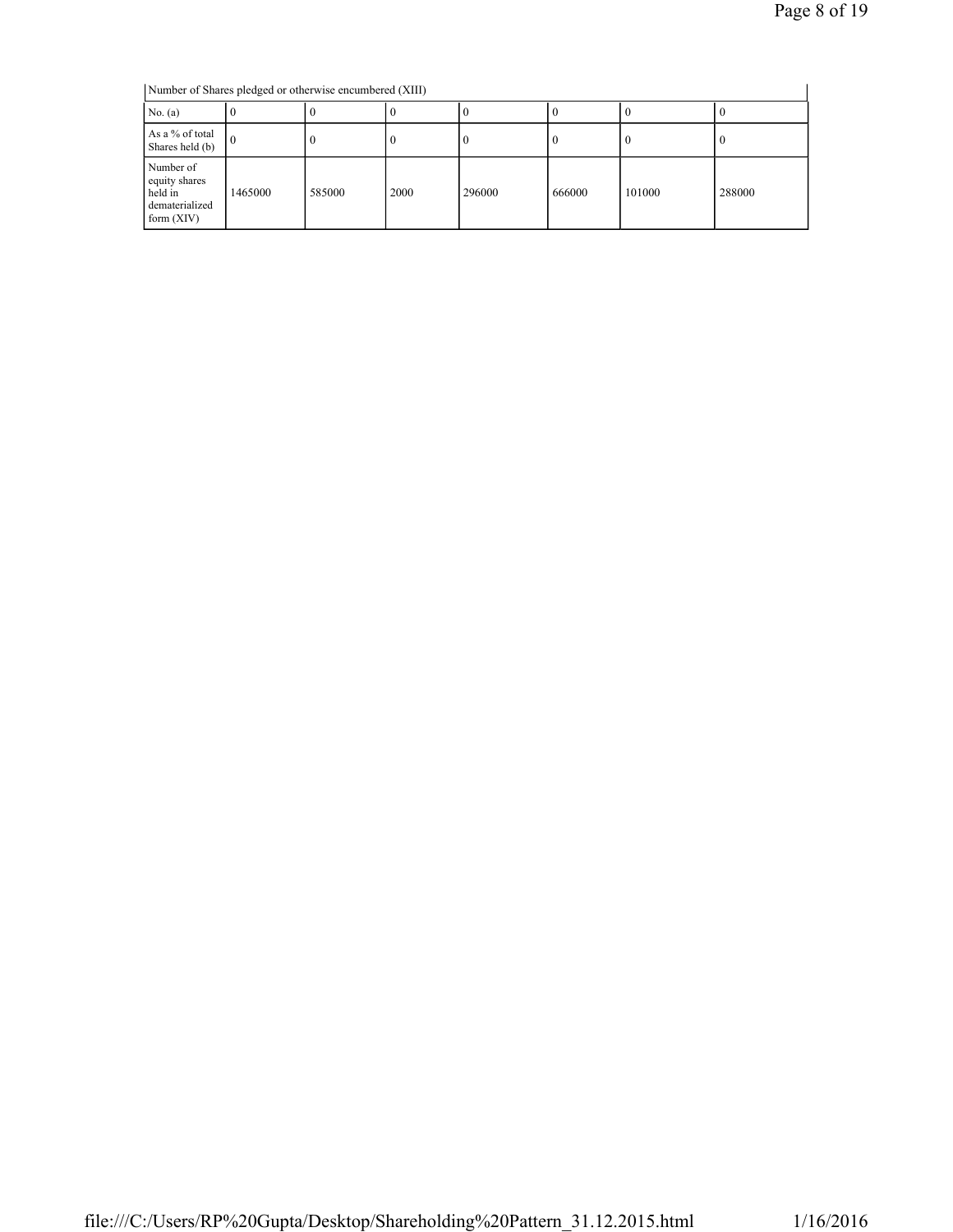| Number of Shares pledged or otherwise encumbered (XIII) | | | | | | | |
|---|---|---|---|---|---|---|---|
| No. (a) | 0 | 0 | 0 | 0 | 0 | 0 | 0 |
| As a % of total Shares held (b) | 0 | 0 | 0 | 0 | 0 | 0 | 0 |
| Number of equity shares held in dematerialized form (XIV) | 1465000 | 585000 | 2000 | 296000 | 666000 | 101000 | 288000 |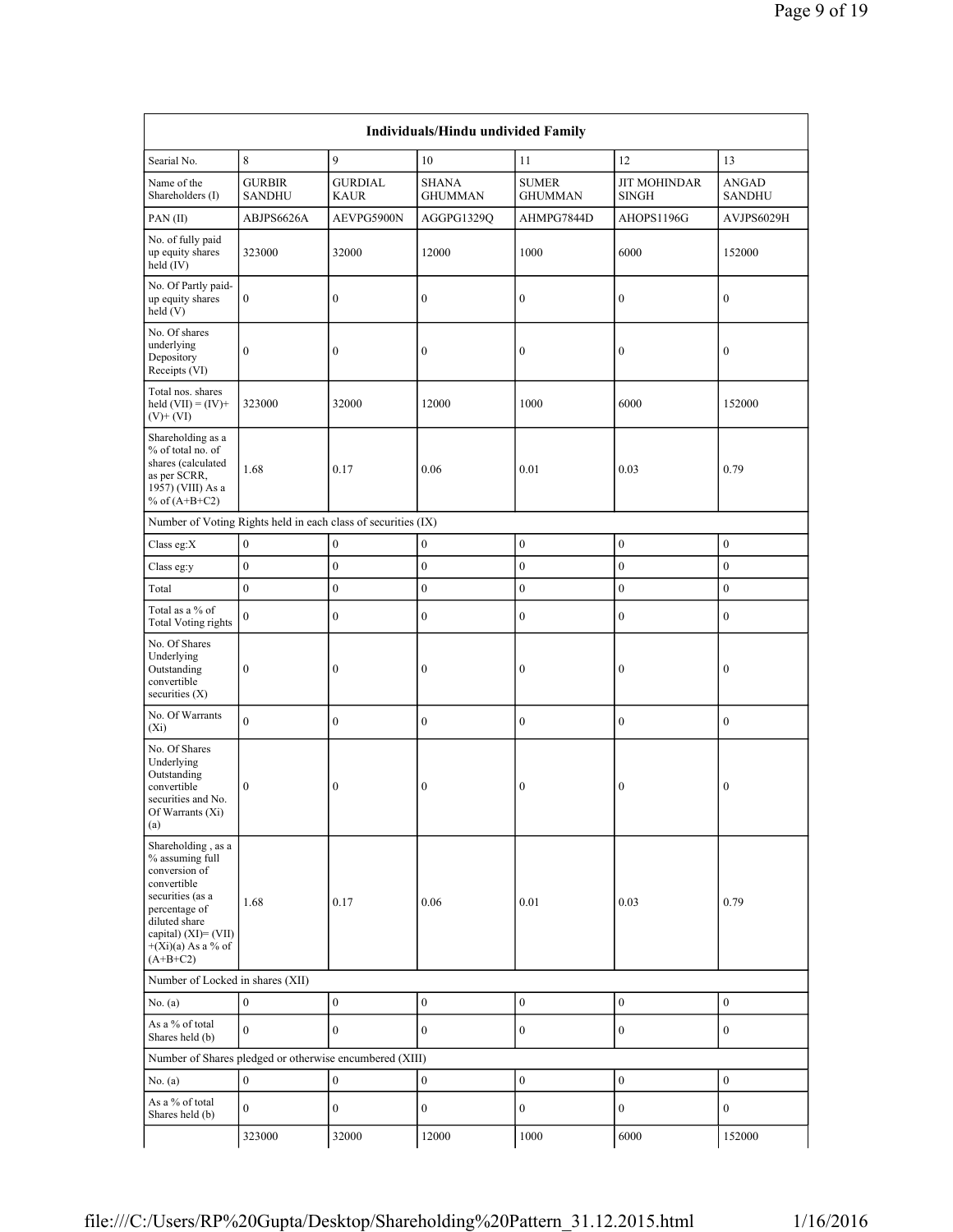| Individuals/Hindu undivided Family | | | | | | |
|---|---|---|---|---|---|---|
| Searial No. | 8 | 9 | 10 | 11 | 12 | 13 |
| Name of the Shareholders (I) | GURBIR SANDHU | GURDIAL KAUR | SHANA GHUMMAN | SUMER GHUMMAN | JIT MOHINDAR SINGH | ANGAD SANDHU |
| PAN (II) | ABJPS6626A | AEVPG5900N | AGGPG1329Q | AHMPG7844D | AHOPS1196G | AVJPS6029H |
| No. of fully paid up equity shares held (IV) | 323000 | 32000 | 12000 | 1000 | 6000 | 152000 |
| No. Of Partly paid-up equity shares held (V) | 0 | 0 | 0 | 0 | 0 | 0 |
| No. Of shares underlying Depository Receipts (VI) | 0 | 0 | 0 | 0 | 0 | 0 |
| Total nos. shares held (VII) = (IV)+ (V)+ (VI) | 323000 | 32000 | 12000 | 1000 | 6000 | 152000 |
| Shareholding as a % of total no. of shares (calculated as per SCRR, 1957) (VIII) As a % of (A+B+C2) | 1.68 | 0.17 | 0.06 | 0.01 | 0.03 | 0.79 |
| Number of Voting Rights held in each class of securities (IX) | | | | | | |
| Class eg:X | 0 | 0 | 0 | 0 | 0 | 0 |
| Class eg:y | 0 | 0 | 0 | 0 | 0 | 0 |
| Total | 0 | 0 | 0 | 0 | 0 | 0 |
| Total as a % of Total Voting rights | 0 | 0 | 0 | 0 | 0 | 0 |
| No. Of Shares Underlying Outstanding convertible securities (X) | 0 | 0 | 0 | 0 | 0 | 0 |
| No. Of Warrants (Xi) | 0 | 0 | 0 | 0 | 0 | 0 |
| No. Of Shares Underlying Outstanding convertible securities and No. Of Warrants (Xi) (a) | 0 | 0 | 0 | 0 | 0 | 0 |
| Shareholding , as a % assuming full conversion of convertible securities (as a percentage of diluted share capital) (XI)= (VII) +(Xi)(a) As a % of (A+B+C2) | 1.68 | 0.17 | 0.06 | 0.01 | 0.03 | 0.79 |
| Number of Locked in shares (XII) | | | | | | |
| No. (a) | 0 | 0 | 0 | 0 | 0 | 0 |
| As a % of total Shares held (b) | 0 | 0 | 0 | 0 | 0 | 0 |
| Number of Shares pledged or otherwise encumbered (XIII) | | | | | | |
| No. (a) | 0 | 0 | 0 | 0 | 0 | 0 |
| As a % of total Shares held (b) | 0 | 0 | 0 | 0 | 0 | 0 |
| | 323000 | 32000 | 12000 | 1000 | 6000 | 152000 |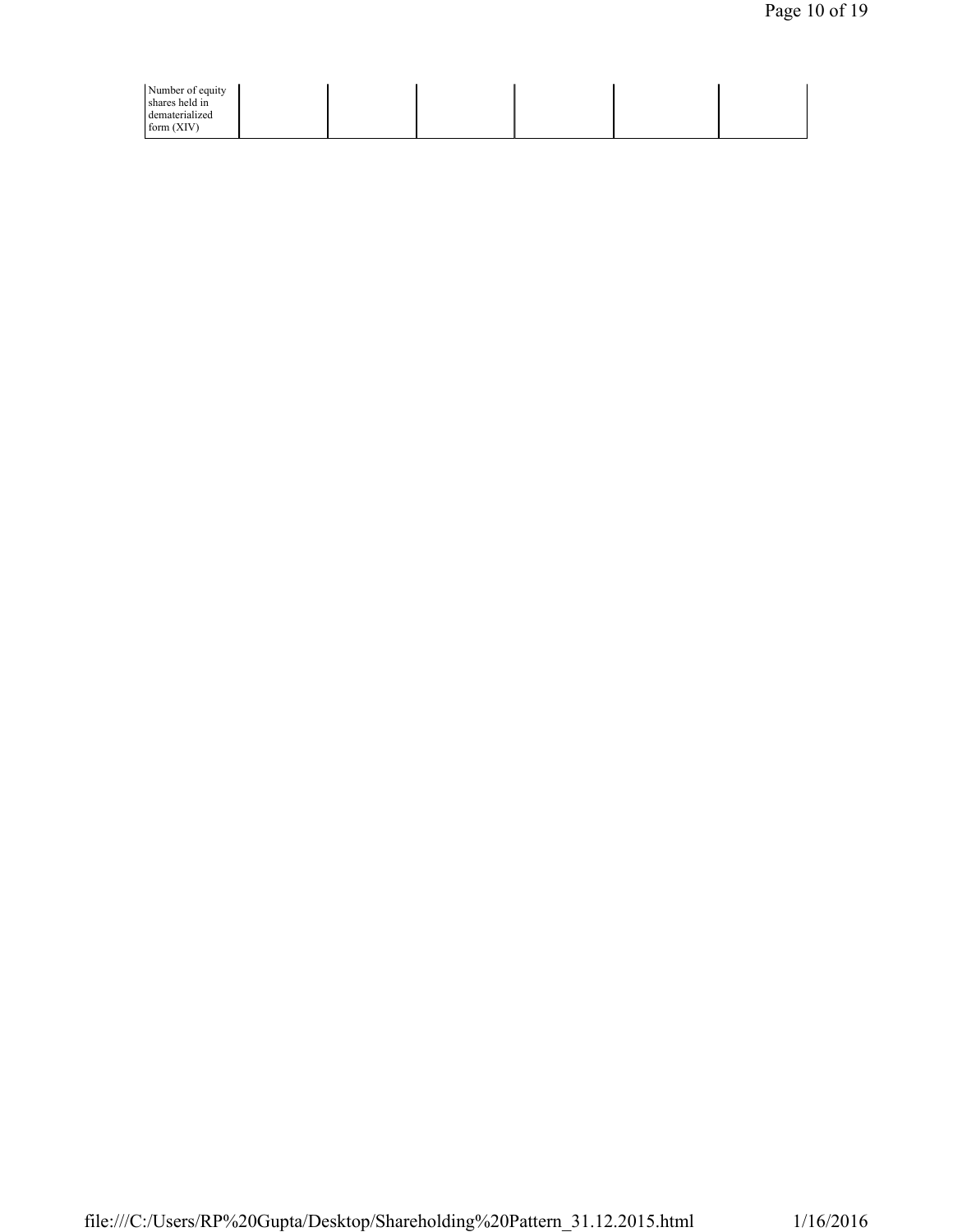| Number of equity shares held in dematerialized form (XIV) | | | | | | |
|---|---|---|---|---|---|---|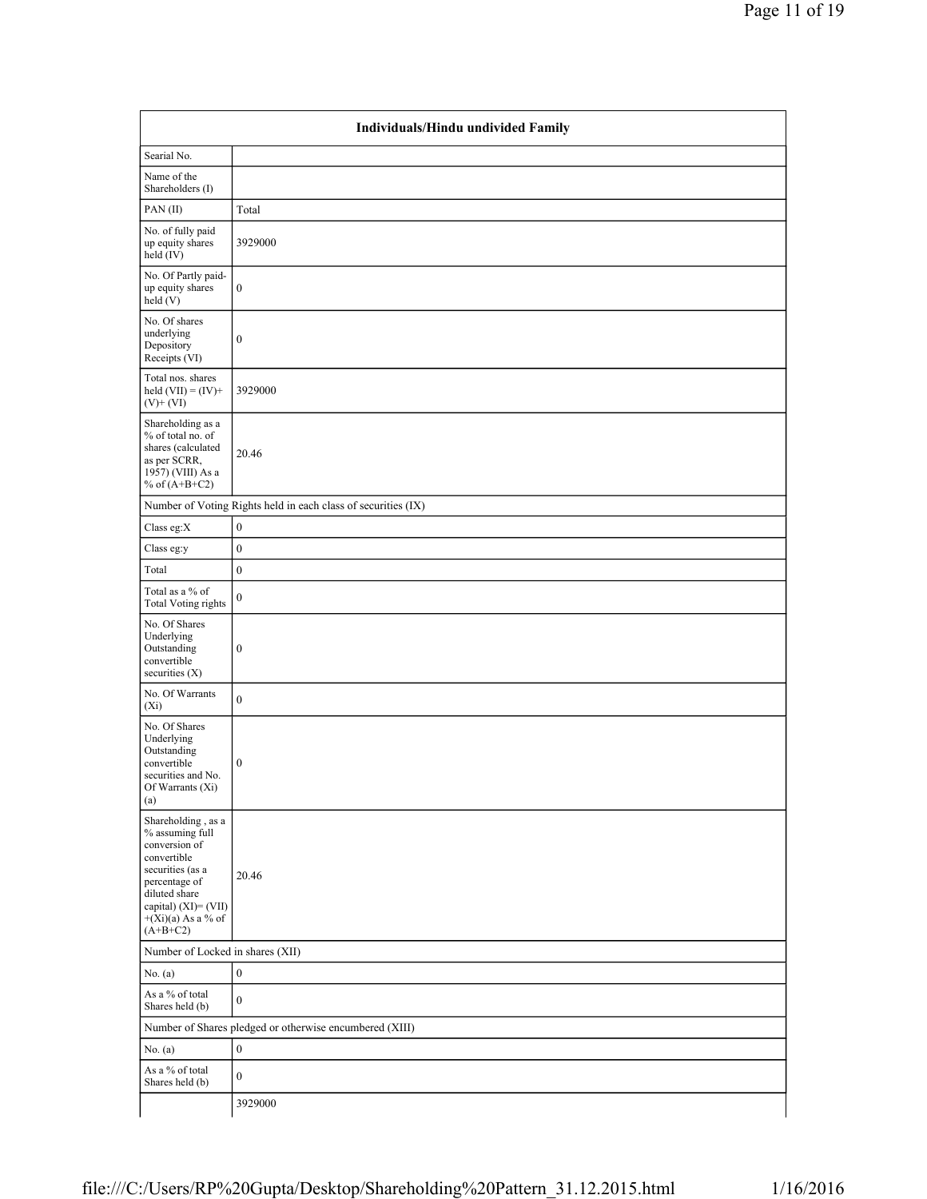| Individuals/Hindu undivided Family | |
|---|---|
| Searial No. | |
| Name of the Shareholders (I) | |
| PAN (II) | Total |
| No. of fully paid up equity shares held (IV) | 3929000 |
| No. Of Partly paid-up equity shares held (V) | 0 |
| No. Of shares underlying Depository Receipts (VI) | 0 |
| Total nos. shares held (VII) = (IV)+ (V)+ (VI) | 3929000 |
| Shareholding as a % of total no. of shares (calculated as per SCRR, 1957) (VIII) As a % of (A+B+C2) | 20.46 |
| Number of Voting Rights held in each class of securities (IX) | |
| Class eg:X | 0 |
| Class eg:y | 0 |
| Total | 0 |
| Total as a % of Total Voting rights | 0 |
| No. Of Shares Underlying Outstanding convertible securities (X) | 0 |
| No. Of Warrants (Xi) | 0 |
| No. Of Shares Underlying Outstanding convertible securities and No. Of Warrants (Xi) (a) | 0 |
| Shareholding , as a % assuming full conversion of convertible securities (as a percentage of diluted share capital) (XI)= (VII) +(Xi)(a) As a % of (A+B+C2) | 20.46 |
| Number of Locked in shares (XII) | |
| No. (a) | 0 |
| As a % of total Shares held (b) | 0 |
| Number of Shares pledged or otherwise encumbered (XIII) | |
| No. (a) | 0 |
| As a % of total Shares held (b) | 0 |
| | 3929000 |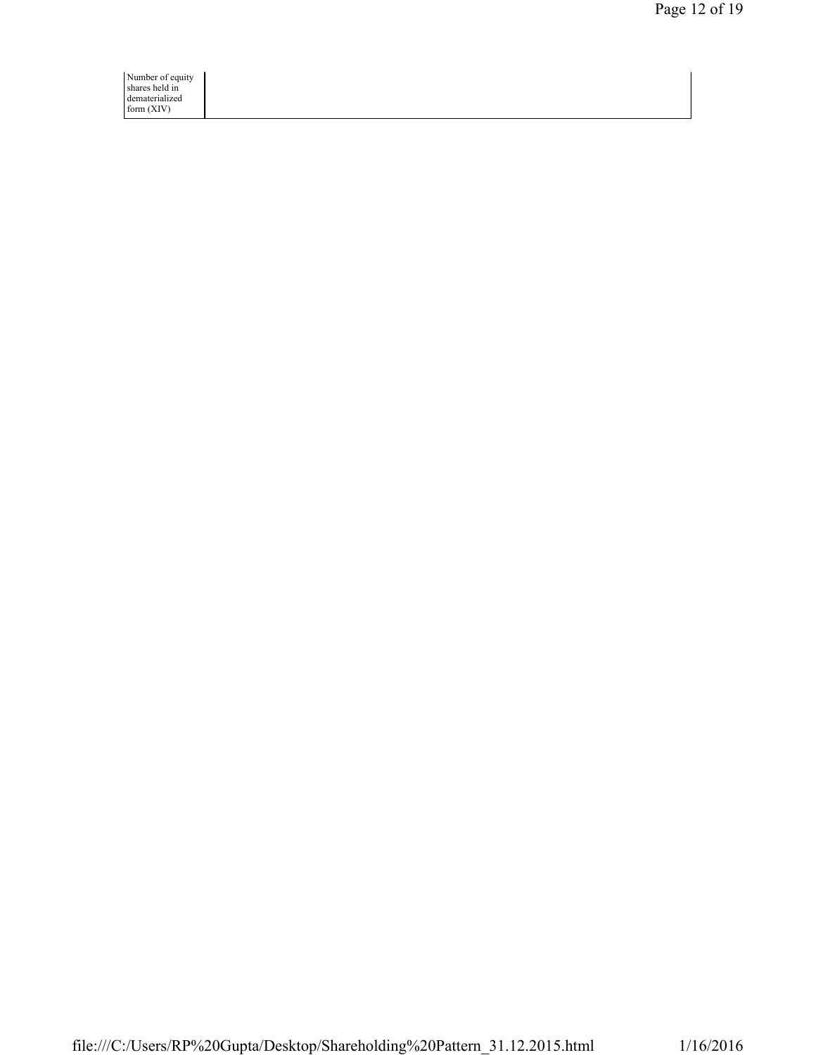| Number of equity shares held in dematerialized form (XIV) | |
|---|---|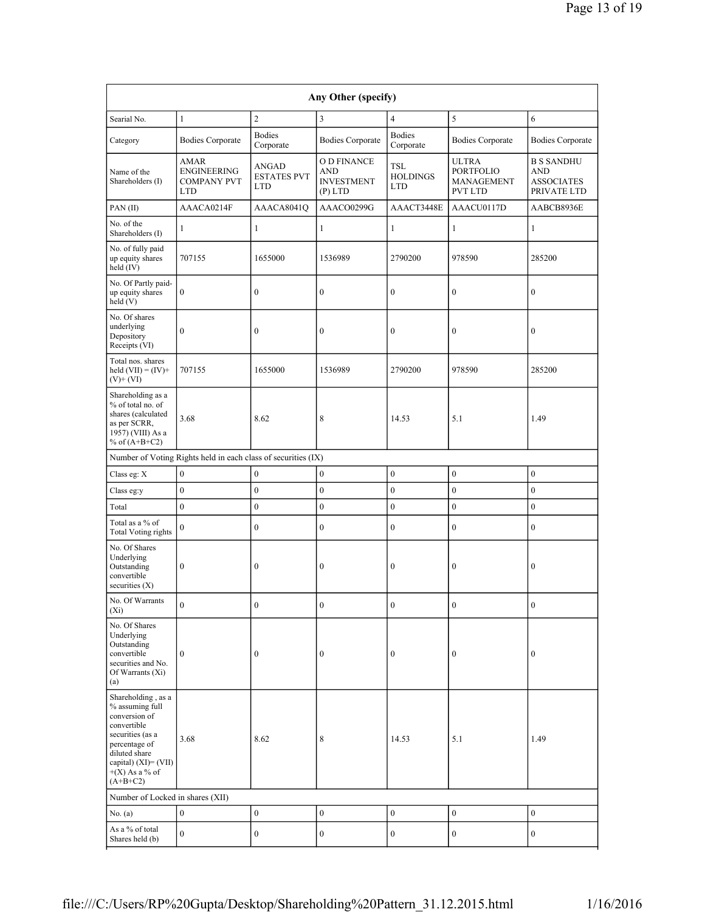| Any Other (specify) | | | | | | |
|---|---|---|---|---|---|---|
| Searial No. | 1 | 2 | 3 | 4 | 5 | 6 |
| Category | Bodies Corporate | Bodies Corporate | Bodies Corporate | Bodies Corporate | Bodies Corporate | Bodies Corporate |
| Name of the Shareholders (I) | AMAR ENGINEERING COMPANY PVT LTD | ANGAD ESTATES PVT LTD | O D FINANCE AND INVESTMENT (P) LTD | TSL HOLDINGS LTD | ULTRA PORTFOLIO MANAGEMENT PVT LTD | B S SANDHU AND ASSOCIATES PRIVATE LTD |
| PAN (II) | AAACA0214F | AAACA8041Q | AAACO0299G | AAACT3448E | AAACU0117D | AABCB8936E |
| No. of the Shareholders (I) | 1 | 1 | 1 | 1 | 1 | 1 |
| No. of fully paid up equity shares held (IV) | 707155 | 1655000 | 1536989 | 2790200 | 978590 | 285200 |
| No. Of Partly paid-up equity shares held (V) | 0 | 0 | 0 | 0 | 0 | 0 |
| No. Of shares underlying Depository Receipts (VI) | 0 | 0 | 0 | 0 | 0 | 0 |
| Total nos. shares held (VII) = (IV)+ (V)+ (VI) | 707155 | 1655000 | 1536989 | 2790200 | 978590 | 285200 |
| Shareholding as a % of total no. of shares (calculated as per SCRR, 1957) (VIII) As a % of (A+B+C2) | 3.68 | 8.62 | 8 | 14.53 | 5.1 | 1.49 |
| Number of Voting Rights held in each class of securities (IX) | | | | | | |
| Class eg: X | 0 | 0 | 0 | 0 | 0 | 0 |
| Class eg:y | 0 | 0 | 0 | 0 | 0 | 0 |
| Total | 0 | 0 | 0 | 0 | 0 | 0 |
| Total as a % of Total Voting rights | 0 | 0 | 0 | 0 | 0 | 0 |
| No. Of Shares Underlying Outstanding convertible securities (X) | 0 | 0 | 0 | 0 | 0 | 0 |
| No. Of Warrants (Xi) | 0 | 0 | 0 | 0 | 0 | 0 |
| No. Of Shares Underlying Outstanding convertible securities and No. Of Warrants (Xi) (a) | 0 | 0 | 0 | 0 | 0 | 0 |
| Shareholding , as a % assuming full conversion of convertible securities (as a percentage of diluted share capital) (XI)= (VII) +(X) As a % of (A+B+C2) | 3.68 | 8.62 | 8 | 14.53 | 5.1 | 1.49 |
| Number of Locked in shares (XII) | | | | | | |
| No. (a) | 0 | 0 | 0 | 0 | 0 | 0 |
| As a % of total Shares held (b) | 0 | 0 | 0 | 0 | 0 | 0 |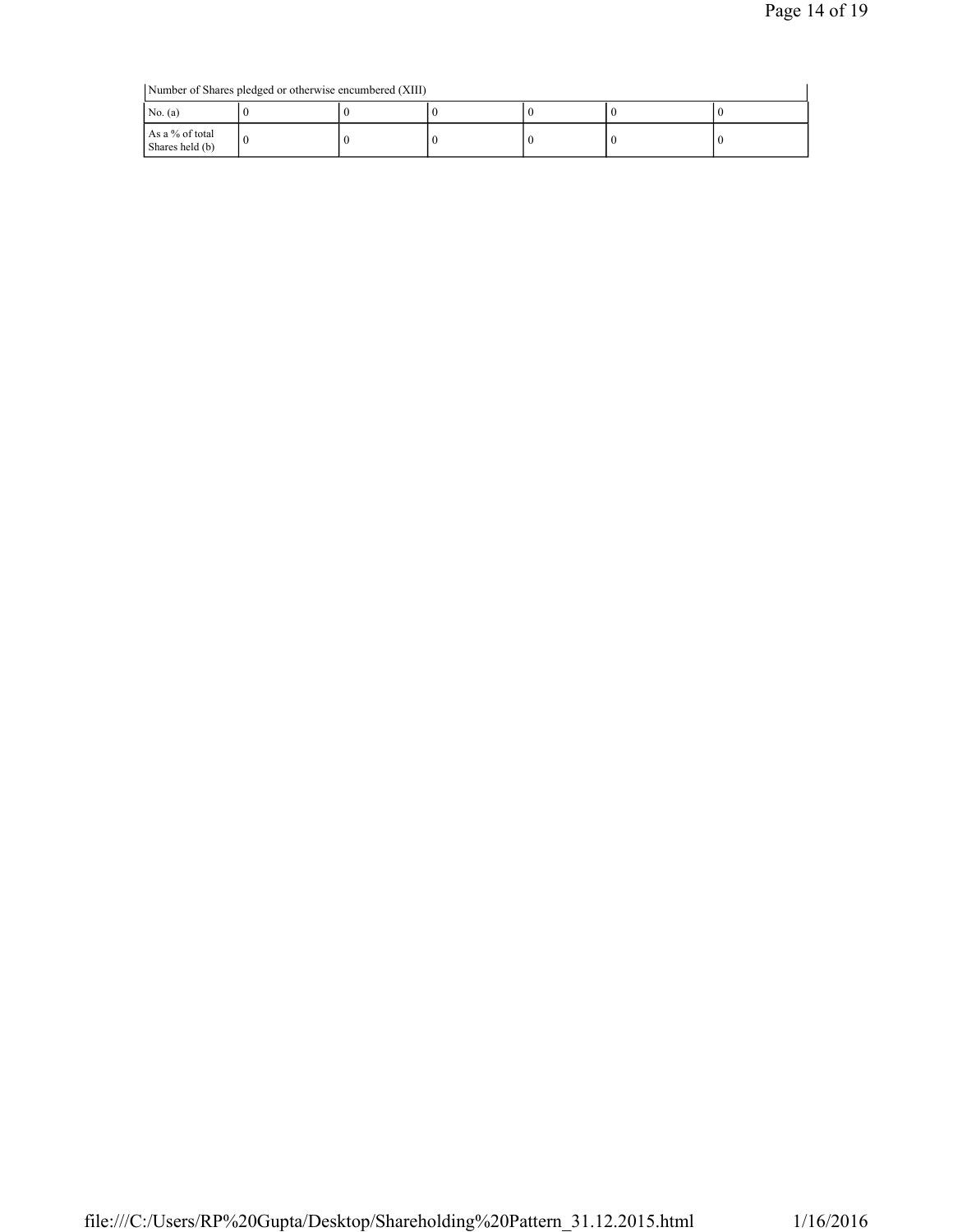| Number of Shares pledged or otherwise encumbered (XIII) | | | | | | |
|---|---|---|---|---|---|---|
| No. (a) | 0 | 0 | 0 | 0 | 0 | 0 |
| As a % of total Shares held (b) | 0 | 0 | 0 | 0 | 0 | 0 |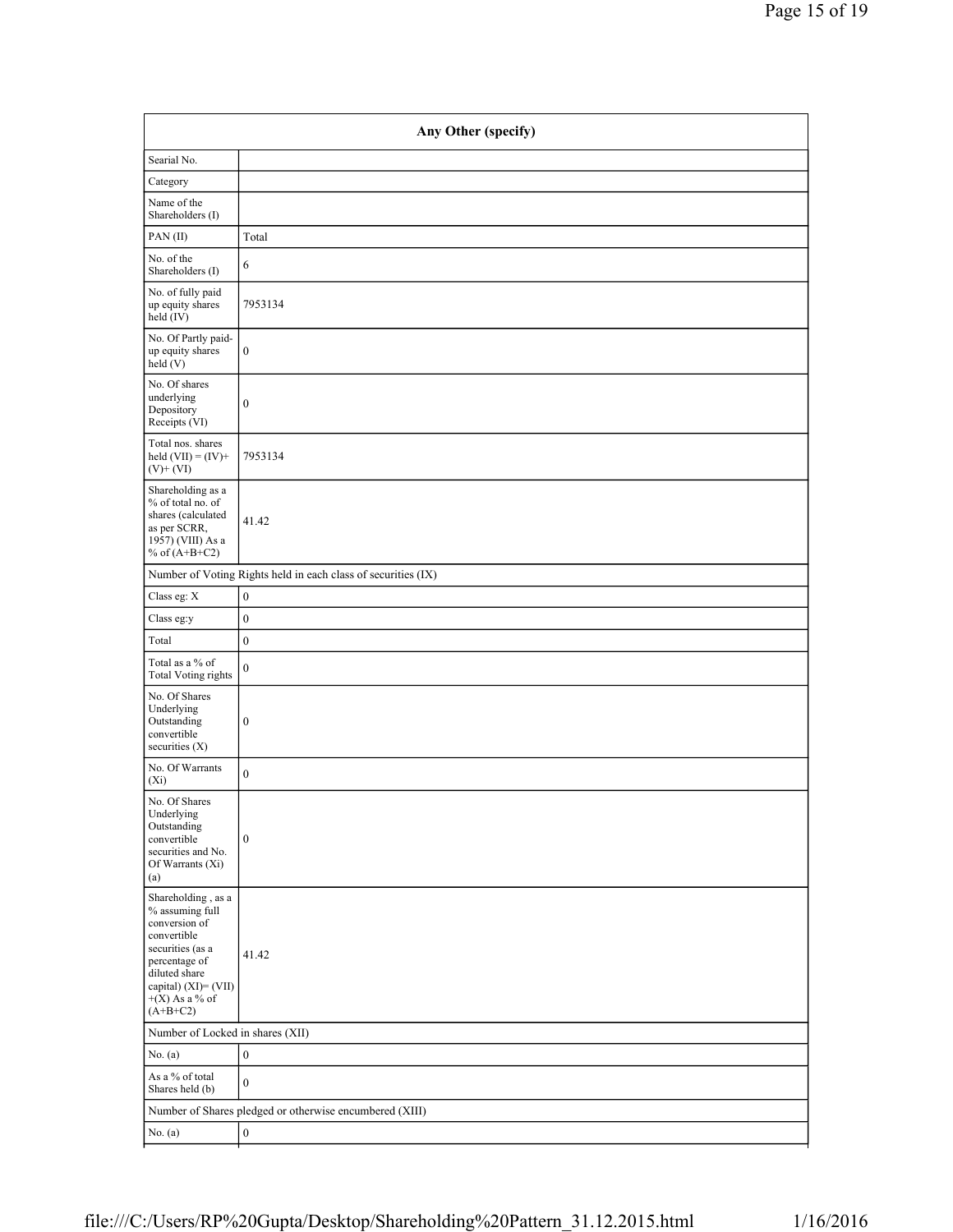| Any Other (specify) | |
|---|---|
| Searial No. | |
| Category | |
| Name of the Shareholders (I) | |
| PAN (II) | Total |
| No. of the Shareholders (I) | 6 |
| No. of fully paid up equity shares held (IV) | 7953134 |
| No. Of Partly paid-up equity shares held (V) | 0 |
| No. Of shares underlying Depository Receipts (VI) | 0 |
| Total nos. shares held (VII) = (IV)+(V)+ (VI) | 7953134 |
| Shareholding as a % of total no. of shares (calculated as per SCRR, 1957) (VIII) As a % of (A+B+C2) | 41.42 |
| Number of Voting Rights held in each class of securities (IX) | |
| Class eg: X | 0 |
| Class eg:y | 0 |
| Total | 0 |
| Total as a % of Total Voting rights | 0 |
| No. Of Shares Underlying Outstanding convertible securities (X) | 0 |
| No. Of Warrants (Xi) | 0 |
| No. Of Shares Underlying Outstanding convertible securities and No. Of Warrants (Xi) (a) | 0 |
| Shareholding , as a % assuming full conversion of convertible securities (as a percentage of diluted share capital) (XI)= (VII)+(X) As a % of (A+B+C2) | 41.42 |
| Number of Locked in shares (XII) | |
| No. (a) | 0 |
| As a % of total Shares held (b) | 0 |
| Number of Shares pledged or otherwise encumbered (XIII) | |
| No. (a) | 0 |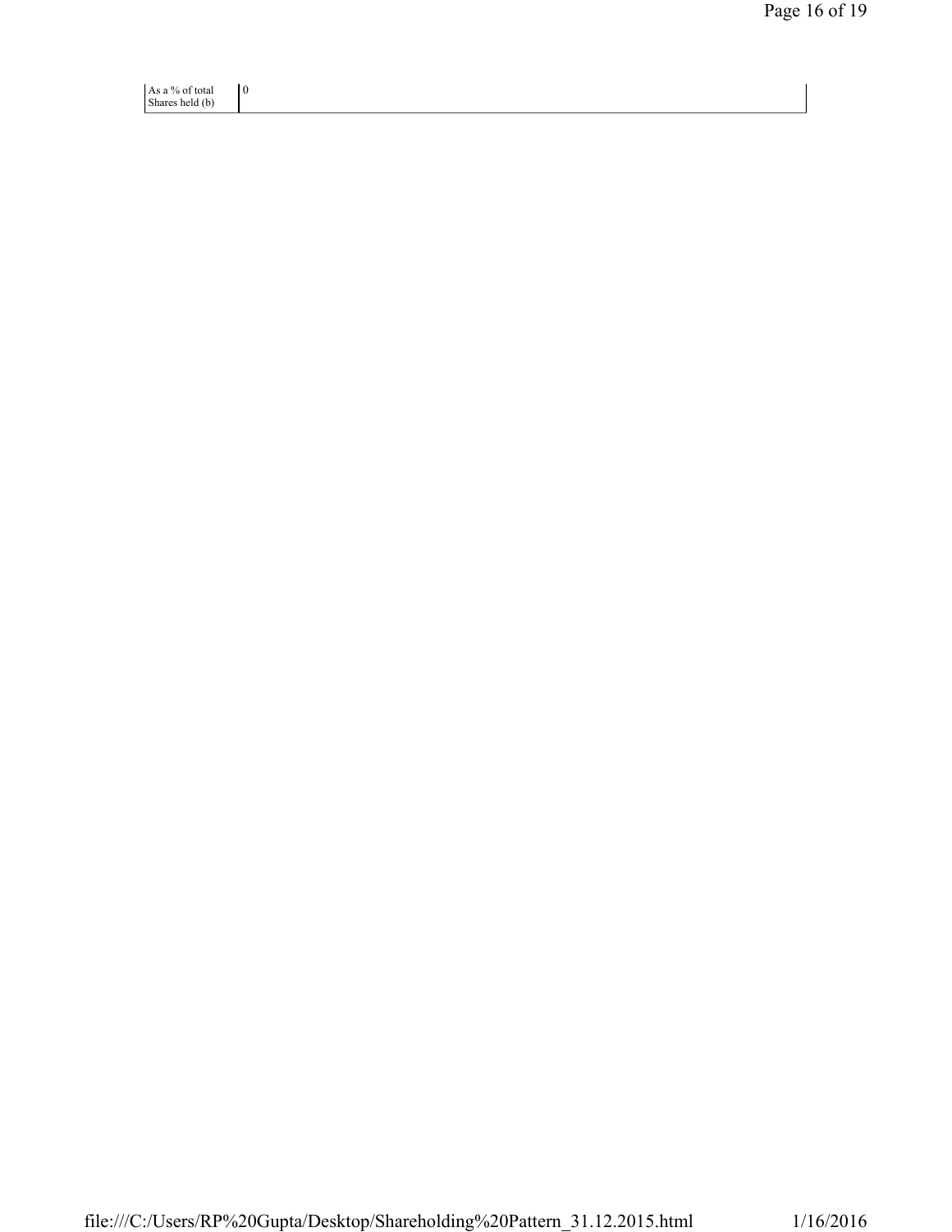| As a % of total Shares held (b) | 0 |
|---|---|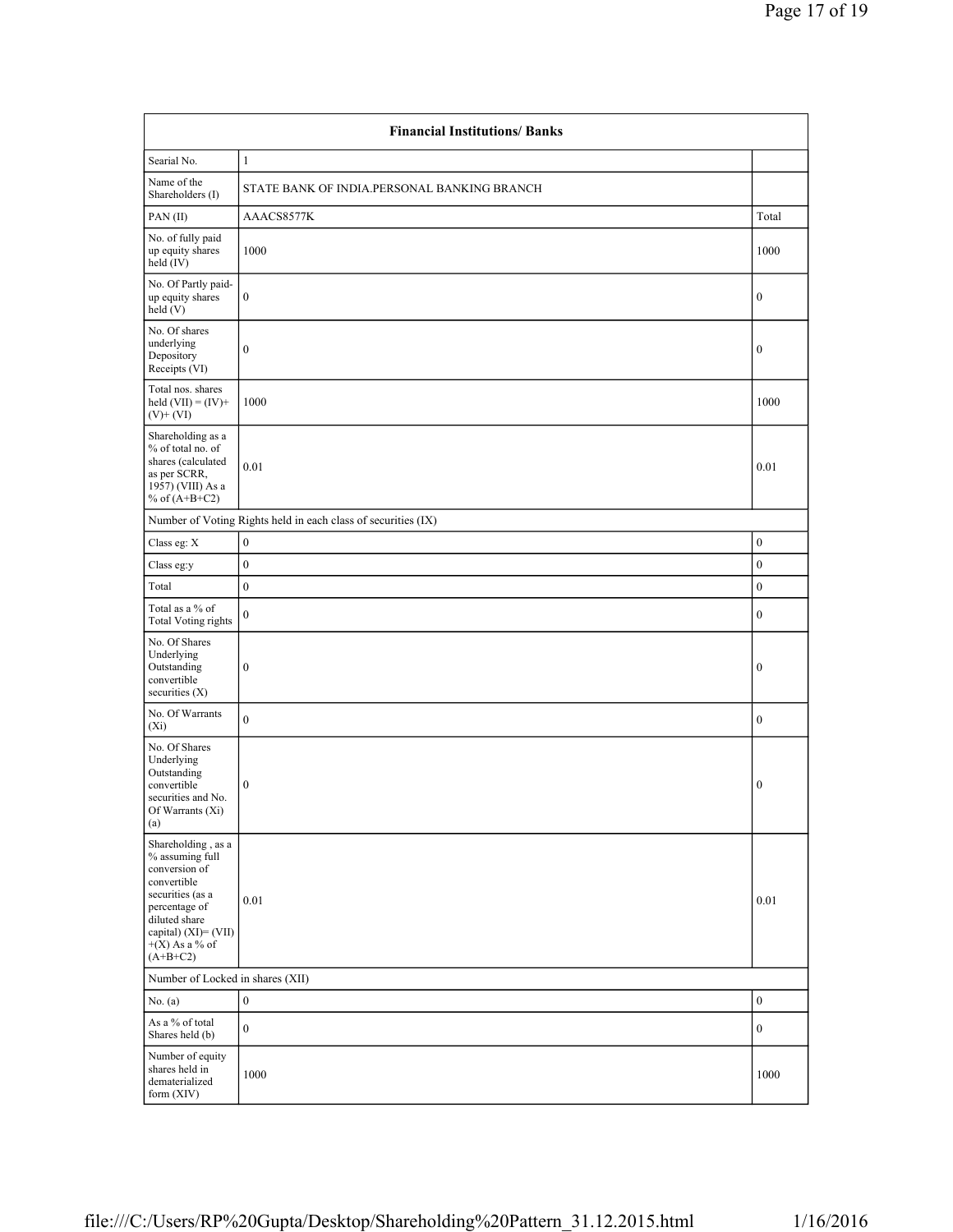| Financial Institutions/ Banks | | |
|---|---|---|
| Searial No. | 1 | |
| Name of the Shareholders (I) | STATE BANK OF INDIA.PERSONAL BANKING BRANCH | |
| PAN (II) | AAACS8577K | Total |
| No. of fully paid up equity shares held (IV) | 1000 | 1000 |
| No. Of Partly paid-up equity shares held (V) | 0 | 0 |
| No. Of shares underlying Depository Receipts (VI) | 0 | 0 |
| Total nos. shares held (VII) = (IV)+ (V)+ (VI) | 1000 | 1000 |
| Shareholding as a % of total no. of shares (calculated as per SCRR, 1957) (VIII) As a % of (A+B+C2) | 0.01 | 0.01 |
| Number of Voting Rights held in each class of securities (IX) | | |
| Class eg: X | 0 | 0 |
| Class eg:y | 0 | 0 |
| Total | 0 | 0 |
| Total as a % of Total Voting rights | 0 | 0 |
| No. Of Shares Underlying Outstanding convertible securities (X) | 0 | 0 |
| No. Of Warrants (Xi) | 0 | 0 |
| No. Of Shares Underlying Outstanding convertible securities and No. Of Warrants (Xi) (a) | 0 | 0 |
| Shareholding , as a % assuming full conversion of convertible securities (as a percentage of diluted share capital) (XI)= (VII) +(X) As a % of (A+B+C2) | 0.01 | 0.01 |
| Number of Locked in shares (XII) | | |
| No. (a) | 0 | 0 |
| As a % of total Shares held (b) | 0 | 0 |
| Number of equity shares held in dematerialized form (XIV) | 1000 | 1000 |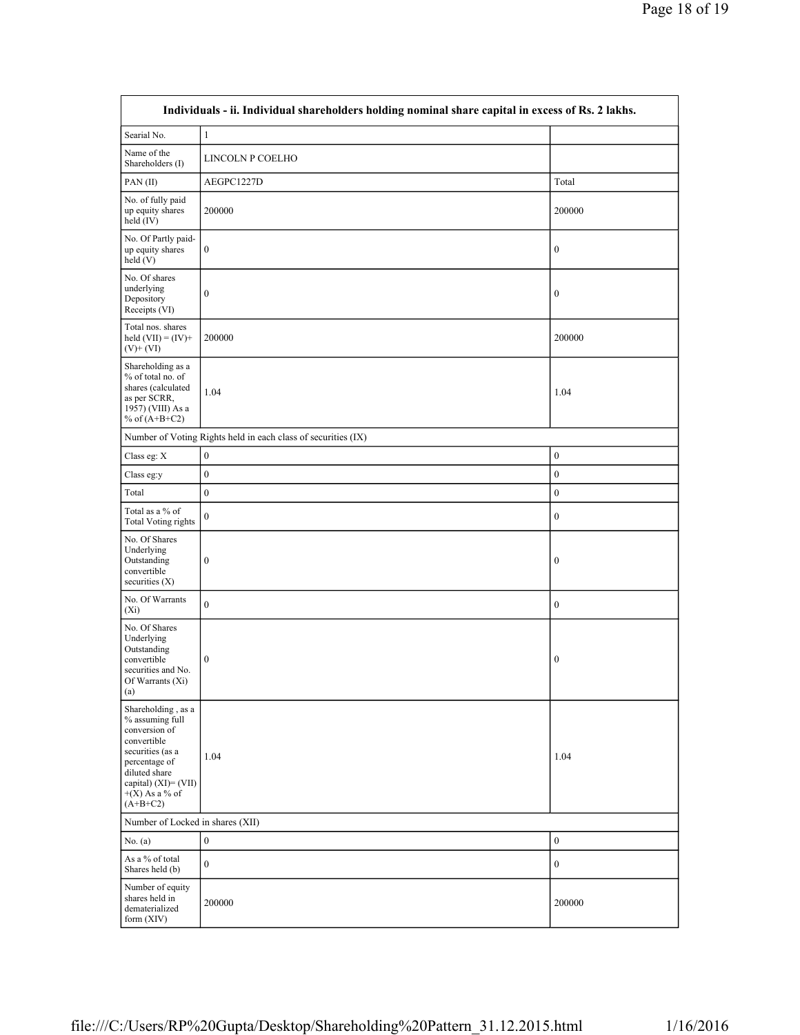| Individuals - ii. Individual shareholders holding nominal share capital in excess of Rs. 2 lakhs. | | |
|---|---|---|
| Searial No. | 1 | |
| Name of the Shareholders (I) | LINCOLN P COELHO | |
| PAN (II) | AEGPC1227D | Total |
| No. of fully paid up equity shares held (IV) | 200000 | 200000 |
| No. Of Partly paid-up equity shares held (V) | 0 | 0 |
| No. Of shares underlying Depository Receipts (VI) | 0 | 0 |
| Total nos. shares held (VII) = (IV)+ (V)+ (VI) | 200000 | 200000 |
| Shareholding as a % of total no. of shares (calculated as per SCRR, 1957) (VIII) As a % of (A+B+C2) | 1.04 | 1.04 |
| Number of Voting Rights held in each class of securities (IX) | | |
| Class eg: X | 0 | 0 |
| Class eg:y | 0 | 0 |
| Total | 0 | 0 |
| Total as a % of Total Voting rights | 0 | 0 |
| No. Of Shares Underlying Outstanding convertible securities (X) | 0 | 0 |
| No. Of Warrants (Xi) | 0 | 0 |
| No. Of Shares Underlying Outstanding convertible securities and No. Of Warrants (Xi) (a) | 0 | 0 |
| Shareholding , as a % assuming full conversion of convertible securities (as a percentage of diluted share capital) (XI)= (VII)+(X) As a % of (A+B+C2) | 1.04 | 1.04 |
| Number of Locked in shares (XII) | | |
| No. (a) | 0 | 0 |
| As a % of total Shares held (b) | 0 | 0 |
| Number of equity shares held in dematerialized form (XIV) | 200000 | 200000 |